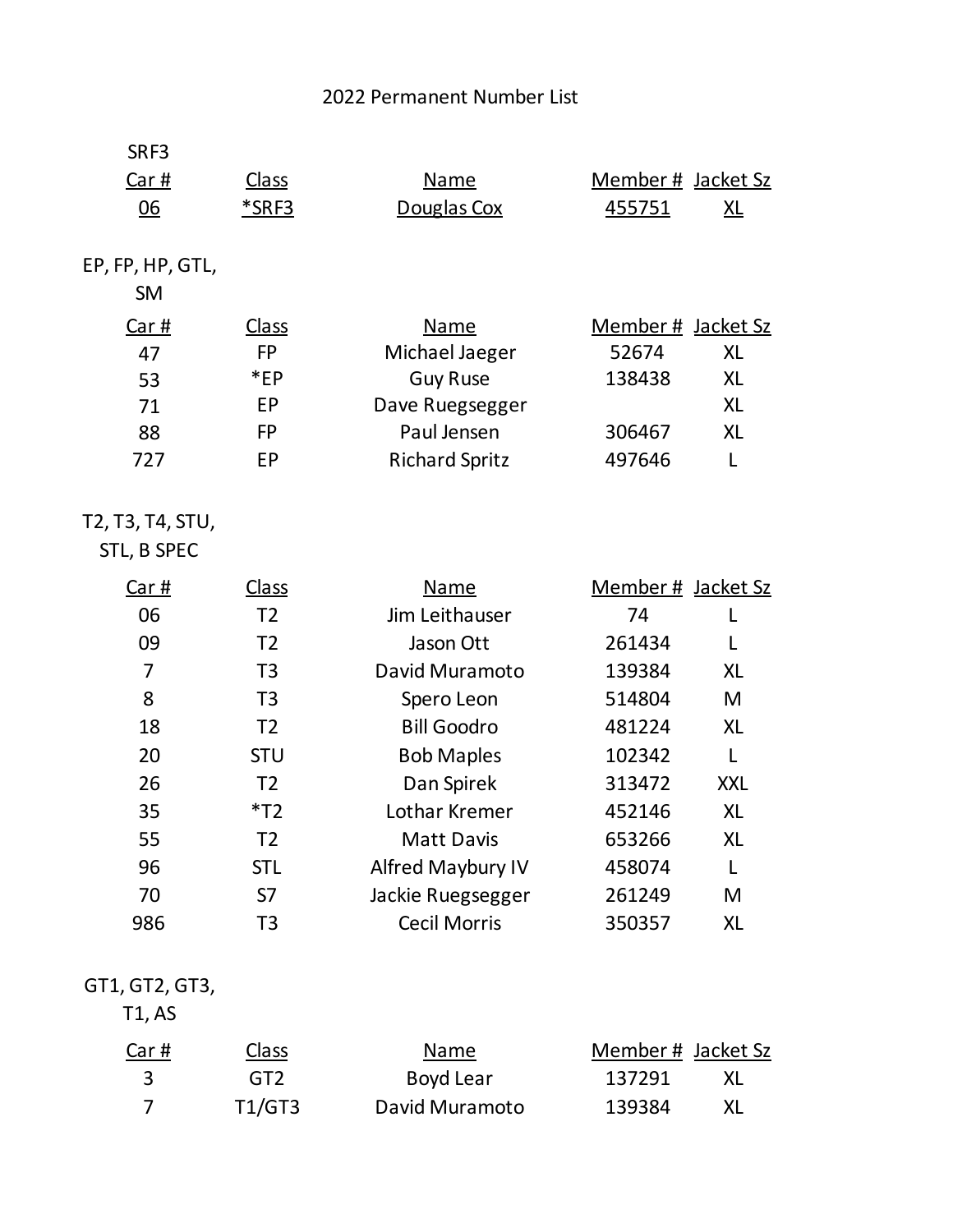# 2022 Permanent Number List

## SRF3

| Car # | Class | Name | Member # | Jacket Sz |
|---|---|---|---|---|
| 06 | *SRF3 | Douglas Cox | 455751 | XL |

## EP, FP, HP, GTL, SM

| Car # | Class | Name | Member # | Jacket Sz |
|---|---|---|---|---|
| 47 | FP | Michael Jaeger | 52674 | XL |
| 53 | *EP | Guy Ruse | 138438 | XL |
| 71 | EP | Dave Ruegsegger | | XL |
| 88 | FP | Paul Jensen | 306467 | XL |
| 727 | EP | Richard Spritz | 497646 | L |

## T2, T3, T4, STU, STL, B SPEC

| Car # | Class | Name | Member # | Jacket Sz |
|---|---|---|---|---|
| 06 | T2 | Jim Leithauser | 74 | L |
| 09 | T2 | Jason Ott | 261434 | L |
| 7 | T3 | David Muramoto | 139384 | XL |
| 8 | T3 | Spero Leon | 514804 | M |
| 18 | T2 | Bill Goodro | 481224 | XL |
| 20 | STU | Bob Maples | 102342 | L |
| 26 | T2 | Dan Spirek | 313472 | XXL |
| 35 | *T2 | Lothar Kremer | 452146 | XL |
| 55 | T2 | Matt Davis | 653266 | XL |
| 96 | STL | Alfred Maybury IV | 458074 | L |
| 70 | S7 | Jackie Ruegsegger | 261249 | M |
| 986 | T3 | Cecil Morris | 350357 | XL |

## GT1, GT2, GT3, T1, AS

| Car # | Class | Name | Member # | Jacket Sz |
|---|---|---|---|---|
| 3 | GT2 | Boyd Lear | 137291 | XL |
| 7 | T1/GT3 | David Muramoto | 139384 | XL |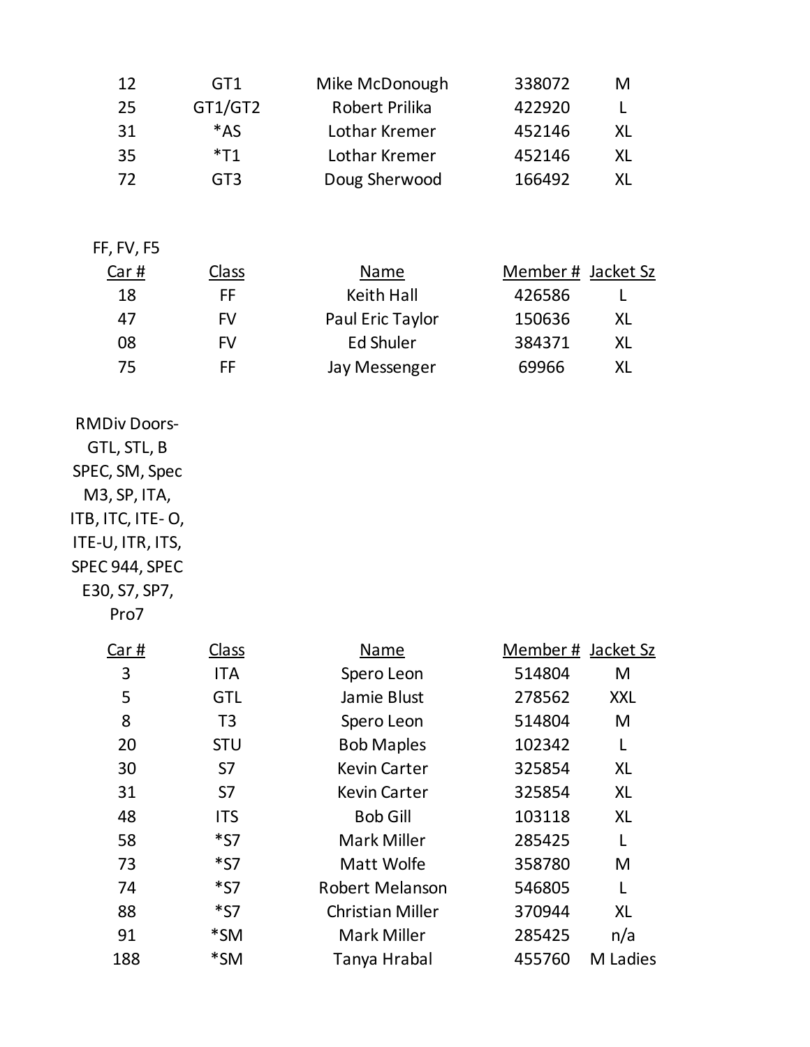| Car # | Class | Name | Member # | Jacket Sz |
|---|---|---|---|---|
| 12 | GT1 | Mike McDonough | 338072 | M |
| 25 | GT1/GT2 | Robert Prilika | 422920 | L |
| 31 | *AS | Lothar Kremer | 452146 | XL |
| 35 | *T1 | Lothar Kremer | 452146 | XL |
| 72 | GT3 | Doug Sherwood | 166492 | XL |

FF, FV, F5

| Car # | Class | Name | Member # | Jacket Sz |
|---|---|---|---|---|
| 18 | FF | Keith Hall | 426586 | L |
| 47 | FV | Paul Eric Taylor | 150636 | XL |
| 08 | FV | Ed Shuler | 384371 | XL |
| 75 | FF | Jay Messenger | 69966 | XL |

RMDiv Doors- GTL, STL, B SPEC, SM, Spec M3, SP, ITA, ITB, ITC, ITE- O, ITE-U, ITR, ITS, SPEC 944, SPEC E30, S7, SP7, Pro7

| Car # | Class | Name | Member # | Jacket Sz |
|---|---|---|---|---|
| 3 | ITA | Spero Leon | 514804 | M |
| 5 | GTL | Jamie Blust | 278562 | XXL |
| 8 | T3 | Spero Leon | 514804 | M |
| 20 | STU | Bob Maples | 102342 | L |
| 30 | S7 | Kevin Carter | 325854 | XL |
| 31 | S7 | Kevin Carter | 325854 | XL |
| 48 | ITS | Bob Gill | 103118 | XL |
| 58 | *S7 | Mark Miller | 285425 | L |
| 73 | *S7 | Matt Wolfe | 358780 | M |
| 74 | *S7 | Robert Melanson | 546805 | L |
| 88 | *S7 | Christian Miller | 370944 | XL |
| 91 | *SM | Mark Miller | 285425 | n/a |
| 188 | *SM | Tanya Hrabal | 455760 | M Ladies |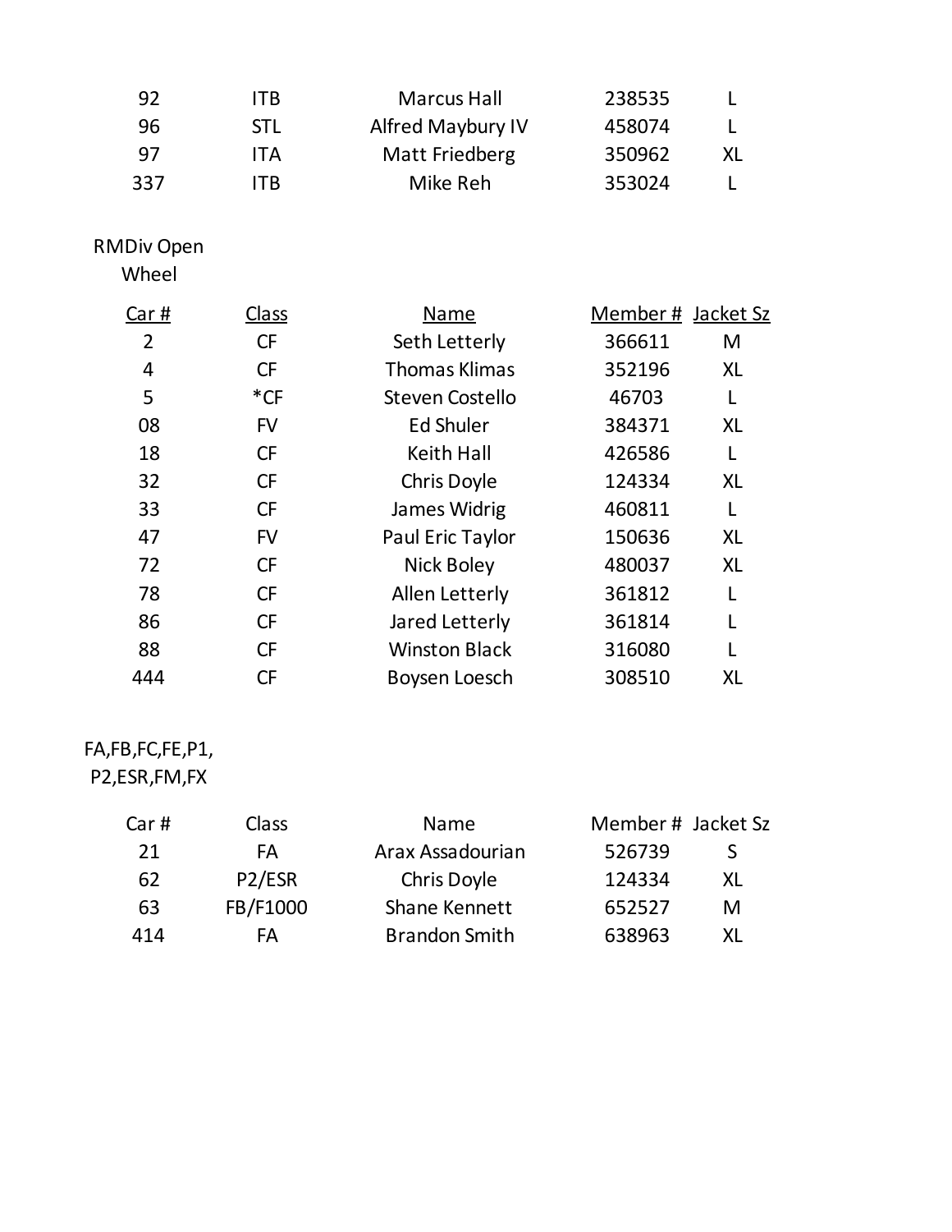| | | | | |
|---|---|---|---|---|
| 92 | ITB | Marcus Hall | 238535 | L |
| 96 | STL | Alfred Maybury IV | 458074 | L |
| 97 | ITA | Matt Friedberg | 350962 | XL |
| 337 | ITB | Mike Reh | 353024 | L |

RMDiv Open Wheel

| Car # | Class | Name | Member # | Jacket Sz |
|---|---|---|---|---|
| 2 | CF | Seth Letterly | 366611 | M |
| 4 | CF | Thomas Klimas | 352196 | XL |
| 5 | *CF | Steven Costello | 46703 | L |
| 08 | FV | Ed Shuler | 384371 | XL |
| 18 | CF | Keith Hall | 426586 | L |
| 32 | CF | Chris Doyle | 124334 | XL |
| 33 | CF | James Widrig | 460811 | L |
| 47 | FV | Paul Eric Taylor | 150636 | XL |
| 72 | CF | Nick Boley | 480037 | XL |
| 78 | CF | Allen Letterly | 361812 | L |
| 86 | CF | Jared Letterly | 361814 | L |
| 88 | CF | Winston Black | 316080 | L |
| 444 | CF | Boysen Loesch | 308510 | XL |

FA,FB,FC,FE,P1, P2,ESR,FM,FX

| Car # | Class | Name | Member # | Jacket Sz |
|---|---|---|---|---|
| 21 | FA | Arax Assadourian | 526739 | S |
| 62 | P2/ESR | Chris Doyle | 124334 | XL |
| 63 | FB/F1000 | Shane Kennett | 652527 | M |
| 414 | FA | Brandon Smith | 638963 | XL |